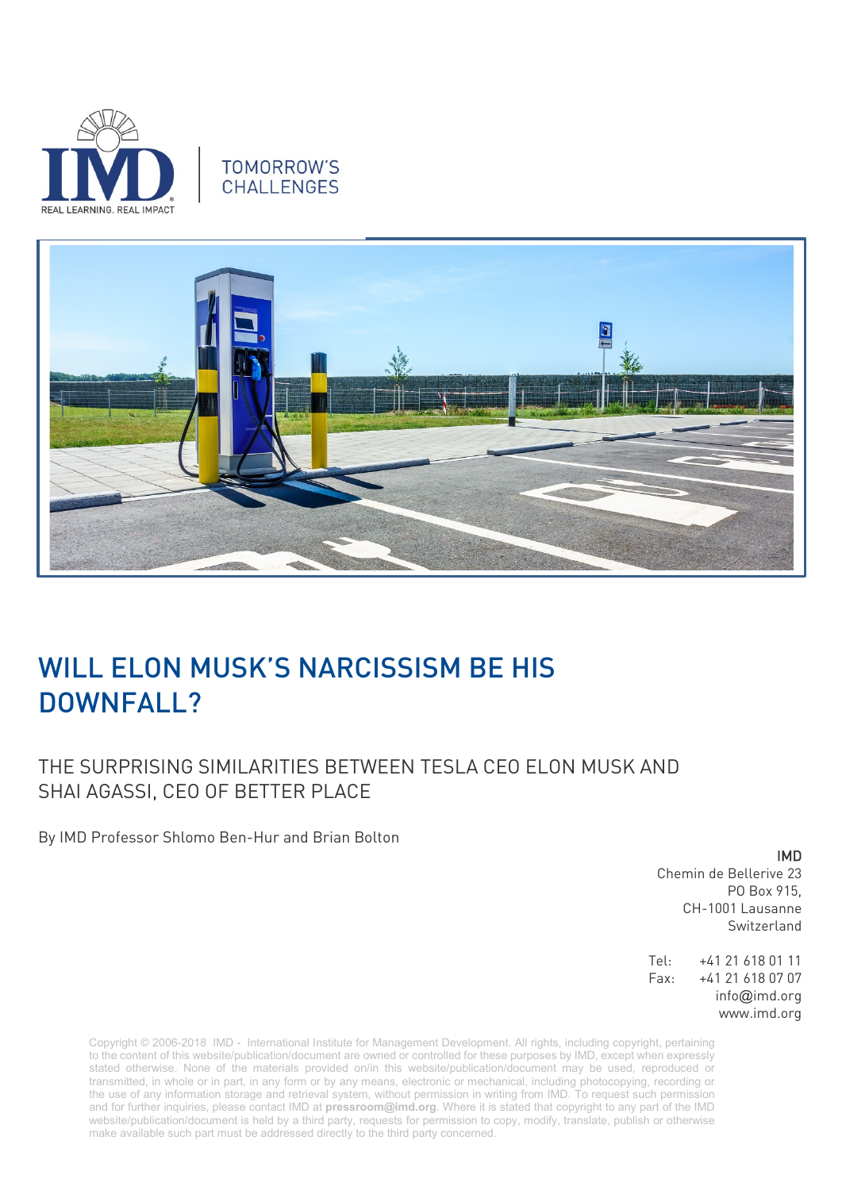REAL LEARNING. REAL IMPACT

TOMORROW'S CHALLENGES

# WILL ELON MUSK'S NARCISSISM BE HIS DOWNFALL?

## THE SURPRISING SIMILARITIES BETWEEN TESLA CEO ELON MUSK AND SHAI AGASSI, CEO OF BETTER PLACE

By IMD Professor Shlomo Ben-Hur and Brian Bolton

**IMD**
Chemin de Bellerive 23
PO Box 915,
CH-1001 Lausanne
Switzerland

Tel: +41 21 618 01 11
Fax: +41 21 618 07 07
info@imd.org
www.imd.org

Copyright © 2006-2018 IMD - International Institute for Management Development. All rights, including copyright, pertaining to the content of this website/publication/document are owned or controlled for these purposes by IMD, except when expressly stated otherwise. None of the materials provided on/in this website/publication/document may be used, reproduced or transmitted, in whole or in part, in any form or by any means, electronic or mechanical, including photocopying, recording or the use of any information storage and retrieval system, without permission in writing from IMD. To request such permission and for further inquiries, please contact IMD at **pressroom@imd.org**. Where it is stated that copyright to any part of the IMD website/publication/document is held by a third party, requests for permission to copy, modify, translate, publish or otherwise make available such part must be addressed directly to the third party concerned.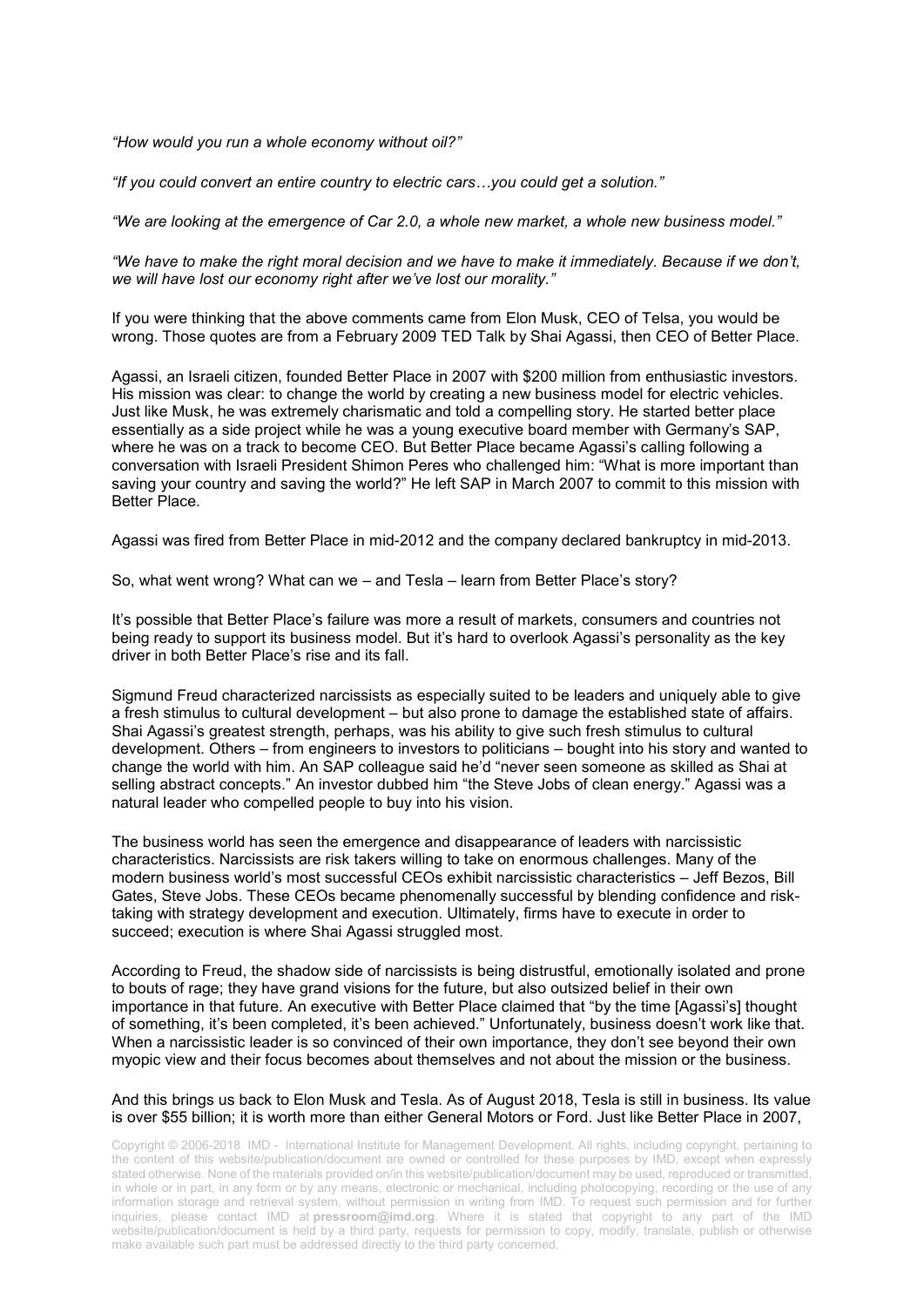*"How would you run a whole economy without oil?"*

*"If you could convert an entire country to electric cars…you could get a solution."*

*"We are looking at the emergence of Car 2.0, a whole new market, a whole new business model."*

*"We have to make the right moral decision and we have to make it immediately. Because if we don't, we will have lost our economy right after we've lost our morality."*

If you were thinking that the above comments came from Elon Musk, CEO of Telsa, you would be wrong. Those quotes are from a February 2009 TED Talk by Shai Agassi, then CEO of Better Place.

Agassi, an Israeli citizen, founded Better Place in 2007 with $200 million from enthusiastic investors. His mission was clear: to change the world by creating a new business model for electric vehicles. Just like Musk, he was extremely charismatic and told a compelling story. He started better place essentially as a side project while he was a young executive board member with Germany's SAP, where he was on a track to become CEO. But Better Place became Agassi's calling following a conversation with Israeli President Shimon Peres who challenged him: "What is more important than saving your country and saving the world?" He left SAP in March 2007 to commit to this mission with Better Place.

Agassi was fired from Better Place in mid-2012 and the company declared bankruptcy in mid-2013.

So, what went wrong? What can we – and Tesla – learn from Better Place's story?

It's possible that Better Place's failure was more a result of markets, consumers and countries not being ready to support its business model. But it's hard to overlook Agassi's personality as the key driver in both Better Place's rise and its fall.

Sigmund Freud characterized narcissists as especially suited to be leaders and uniquely able to give a fresh stimulus to cultural development – but also prone to damage the established state of affairs. Shai Agassi's greatest strength, perhaps, was his ability to give such fresh stimulus to cultural development. Others – from engineers to investors to politicians – bought into his story and wanted to change the world with him. An SAP colleague said he'd "never seen someone as skilled as Shai at selling abstract concepts." An investor dubbed him "the Steve Jobs of clean energy." Agassi was a natural leader who compelled people to buy into his vision.

The business world has seen the emergence and disappearance of leaders with narcissistic characteristics. Narcissists are risk takers willing to take on enormous challenges. Many of the modern business world's most successful CEOs exhibit narcissistic characteristics – Jeff Bezos, Bill Gates, Steve Jobs. These CEOs became phenomenally successful by blending confidence and risk-taking with strategy development and execution. Ultimately, firms have to execute in order to succeed; execution is where Shai Agassi struggled most.

According to Freud, the shadow side of narcissists is being distrustful, emotionally isolated and prone to bouts of rage; they have grand visions for the future, but also outsized belief in their own importance in that future. An executive with Better Place claimed that "by the time [Agassi's] thought of something, it's been completed, it's been achieved." Unfortunately, business doesn't work like that. When a narcissistic leader is so convinced of their own importance, they don't see beyond their own myopic view and their focus becomes about themselves and not about the mission or the business.

And this brings us back to Elon Musk and Tesla. As of August 2018, Tesla is still in business. Its value is over $55 billion; it is worth more than either General Motors or Ford. Just like Better Place in 2007,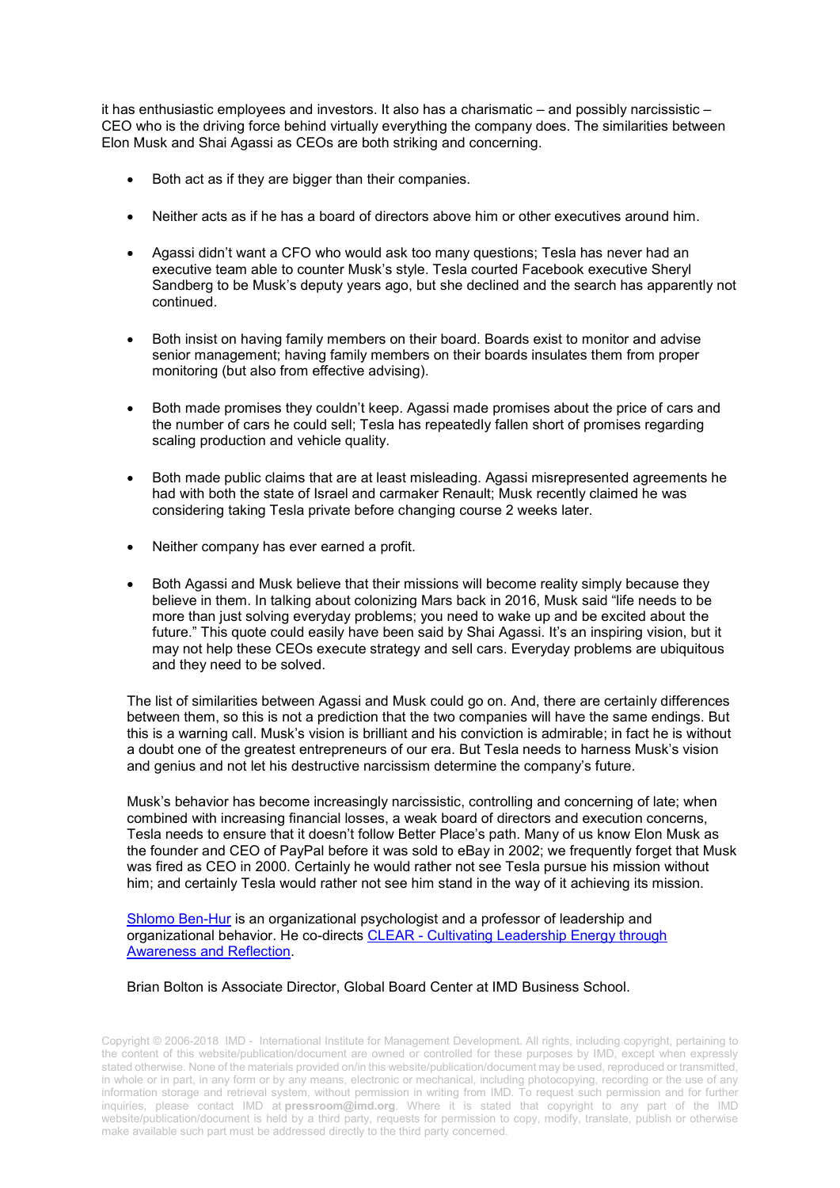it has enthusiastic employees and investors. It also has a charismatic – and possibly narcissistic – CEO who is the driving force behind virtually everything the company does. The similarities between Elon Musk and Shai Agassi as CEOs are both striking and concerning.

- Both act as if they are bigger than their companies.
- Neither acts as if he has a board of directors above him or other executives around him.
- Agassi didn't want a CFO who would ask too many questions; Tesla has never had an executive team able to counter Musk's style. Tesla courted Facebook executive Sheryl Sandberg to be Musk's deputy years ago, but she declined and the search has apparently not continued.
- Both insist on having family members on their board. Boards exist to monitor and advise senior management; having family members on their boards insulates them from proper monitoring (but also from effective advising).
- Both made promises they couldn't keep. Agassi made promises about the price of cars and the number of cars he could sell; Tesla has repeatedly fallen short of promises regarding scaling production and vehicle quality.
- Both made public claims that are at least misleading. Agassi misrepresented agreements he had with both the state of Israel and carmaker Renault; Musk recently claimed he was considering taking Tesla private before changing course 2 weeks later.
- Neither company has ever earned a profit.
- Both Agassi and Musk believe that their missions will become reality simply because they believe in them. In talking about colonizing Mars back in 2016, Musk said "life needs to be more than just solving everyday problems; you need to wake up and be excited about the future." This quote could easily have been said by Shai Agassi. It's an inspiring vision, but it may not help these CEOs execute strategy and sell cars. Everyday problems are ubiquitous and they need to be solved.

The list of similarities between Agassi and Musk could go on. And, there are certainly differences between them, so this is not a prediction that the two companies will have the same endings. But this is a warning call. Musk's vision is brilliant and his conviction is admirable; in fact he is without a doubt one of the greatest entrepreneurs of our era. But Tesla needs to harness Musk's vision and genius and not let his destructive narcissism determine the company's future.

Musk's behavior has become increasingly narcissistic, controlling and concerning of late; when combined with increasing financial losses, a weak board of directors and execution concerns, Tesla needs to ensure that it doesn't follow Better Place's path. Many of us know Elon Musk as the founder and CEO of PayPal before it was sold to eBay in 2002; we frequently forget that Musk was fired as CEO in 2000. Certainly he would rather not see Tesla pursue his mission without him; and certainly Tesla would rather not see him stand in the way of it achieving its mission.

Shlomo Ben-Hur is an organizational psychologist and a professor of leadership and organizational behavior. He co-directs CLEAR - Cultivating Leadership Energy through Awareness and Reflection.

Brian Bolton is Associate Director, Global Board Center at IMD Business School.

Copyright © 2006-2018 IMD - International Institute for Management Development. All rights, including copyright, pertaining to the content of this website/publication/document are owned or controlled for these purposes by IMD, except when expressly stated otherwise. None of the materials provided on/in this website/publication/document may be used, reproduced or transmitted, in whole or in part, in any form or by any means, electronic or mechanical, including photocopying, recording or the use of any information storage and retrieval system, without permission in writing from IMD. To request such permission and for further inquiries, please contact IMD at **pressroom@imd.org**. Where it is stated that copyright to any part of the IMD website/publication/document is held by a third party, requests for permission to copy, modify, translate, publish or otherwise make available such part must be addressed directly to the third party concerned.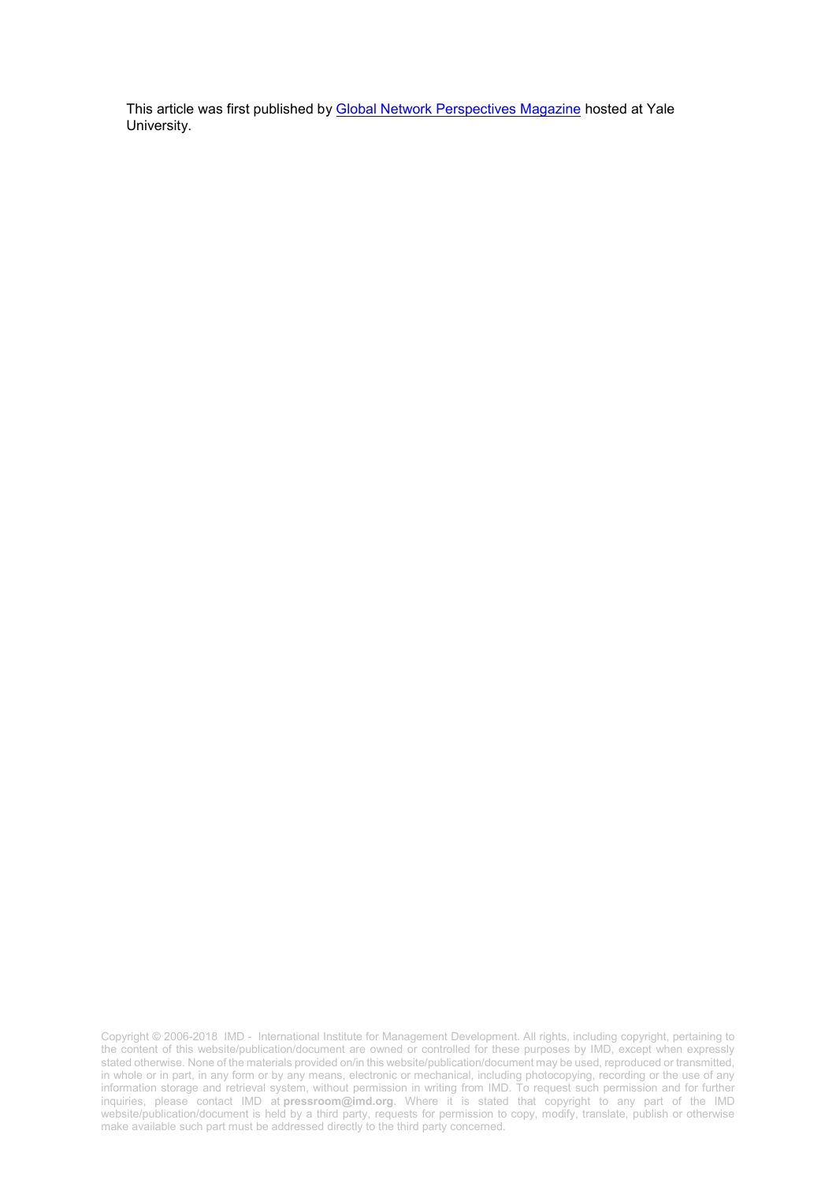This article was first published by [Global Network Perspectives Magazine] hosted at Yale University.

Copyright © 2006-2018 IMD - International Institute for Management Development. All rights, including copyright, pertaining to the content of this website/publication/document are owned or controlled for these purposes by IMD, except when expressly stated otherwise. None of the materials provided on/in this website/publication/document may be used, reproduced or transmitted, in whole or in part, in any form or by any means, electronic or mechanical, including photocopying, recording or the use of any information storage and retrieval system, without permission in writing from IMD. To request such permission and for further inquiries, please contact IMD at **pressroom@imd.org**. Where it is stated that copyright to any part of the IMD website/publication/document is held by a third party, requests for permission to copy, modify, translate, publish or otherwise make available such part must be addressed directly to the third party concerned.